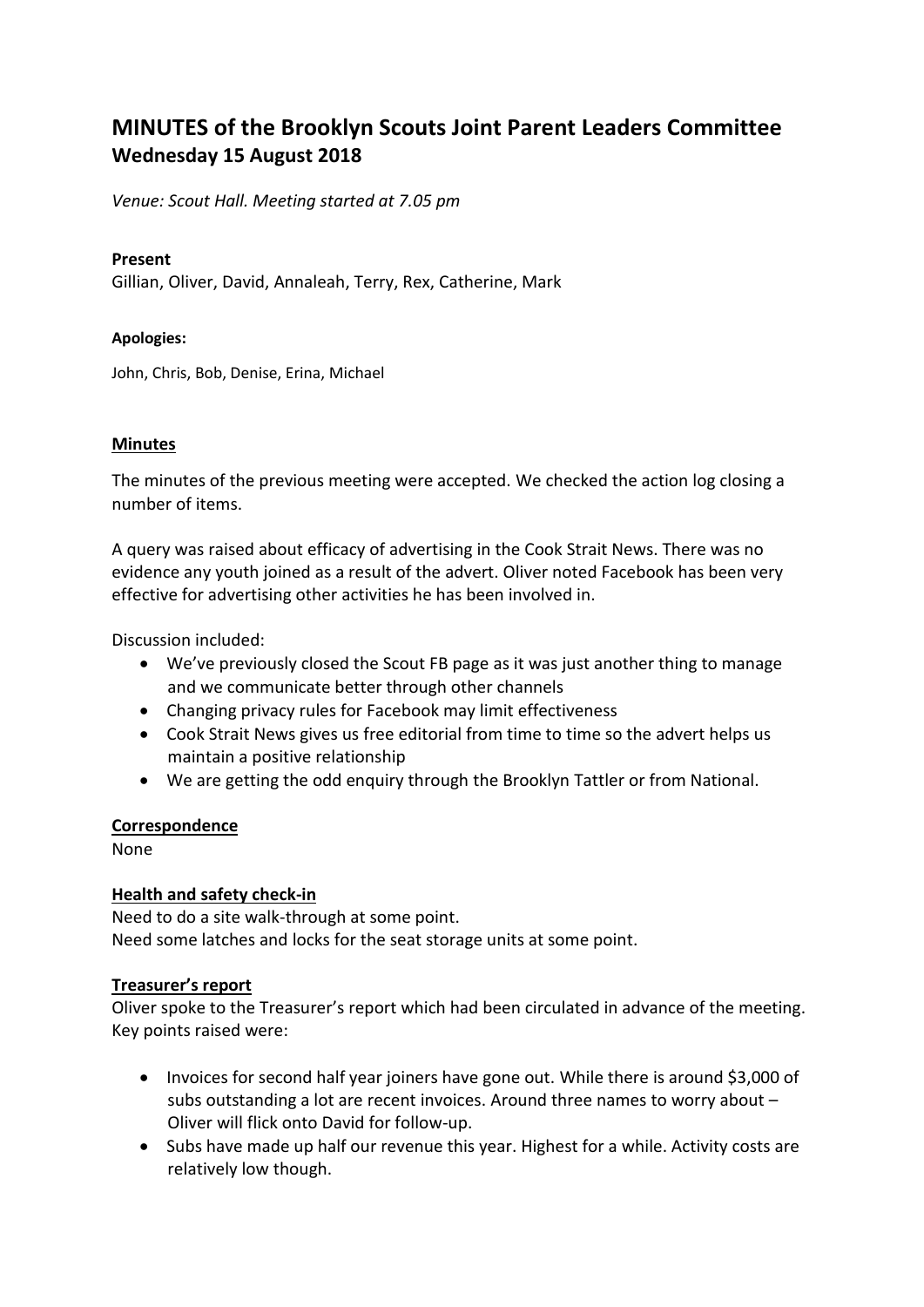# MINUTES of the Brooklyn Scouts Joint Parent Leaders Committee
## Wednesday 15 August 2018

*Venue: Scout Hall. Meeting started at 7.05 pm*

**Present**

Gillian, Oliver, David, Annaleah, Terry, Rex, Catherine, Mark

**Apologies:**

John, Chris, Bob, Denise, Erina, Michael

**Minutes**

The minutes of the previous meeting were accepted. We checked the action log closing a number of items.

A query was raised about efficacy of advertising in the Cook Strait News. There was no evidence any youth joined as a result of the advert. Oliver noted Facebook has been very effective for advertising other activities he has been involved in.

Discussion included:

- We've previously closed the Scout FB page as it was just another thing to manage and we communicate better through other channels
- Changing privacy rules for Facebook may limit effectiveness
- Cook Strait News gives us free editorial from time to time so the advert helps us maintain a positive relationship
- We are getting the odd enquiry through the Brooklyn Tattler or from National.

**Correspondence**

None

**Health and safety check-in**

Need to do a site walk-through at some point.
Need some latches and locks for the seat storage units at some point.

**Treasurer's report**

Oliver spoke to the Treasurer's report which had been circulated in advance of the meeting. Key points raised were:

- Invoices for second half year joiners have gone out. While there is around $3,000 of subs outstanding a lot are recent invoices. Around three names to worry about – Oliver will flick onto David for follow-up.
- Subs have made up half our revenue this year. Highest for a while. Activity costs are relatively low though.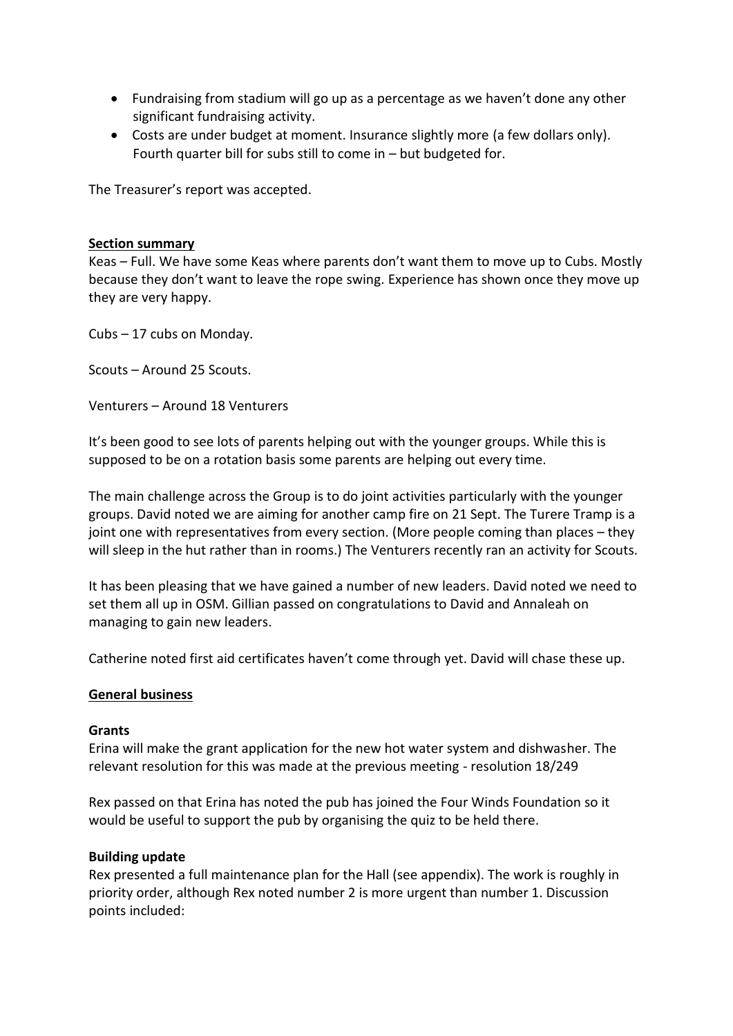- Fundraising from stadium will go up as a percentage as we haven't done any other significant fundraising activity.
- Costs are under budget at moment. Insurance slightly more (a few dollars only). Fourth quarter bill for subs still to come in – but budgeted for.

The Treasurer's report was accepted.

## Section summary

Keas – Full. We have some Keas where parents don't want them to move up to Cubs. Mostly because they don't want to leave the rope swing. Experience has shown once they move up they are very happy.

Cubs – 17 cubs on Monday.

Scouts – Around 25 Scouts.

Venturers – Around 18 Venturers

It's been good to see lots of parents helping out with the younger groups. While this is supposed to be on a rotation basis some parents are helping out every time.

The main challenge across the Group is to do joint activities particularly with the younger groups. David noted we are aiming for another camp fire on 21 Sept. The Turere Tramp is a joint one with representatives from every section. (More people coming than places – they will sleep in the hut rather than in rooms.) The Venturers recently ran an activity for Scouts.

It has been pleasing that we have gained a number of new leaders. David noted we need to set them all up in OSM. Gillian passed on congratulations to David and Annaleah on managing to gain new leaders.

Catherine noted first aid certificates haven't come through yet. David will chase these up.

## General business

### Grants

Erina will make the grant application for the new hot water system and dishwasher. The relevant resolution for this was made at the previous meeting - resolution 18/249

Rex passed on that Erina has noted the pub has joined the Four Winds Foundation so it would be useful to support the pub by organising the quiz to be held there.

### Building update

Rex presented a full maintenance plan for the Hall (see appendix). The work is roughly in priority order, although Rex noted number 2 is more urgent than number 1. Discussion points included: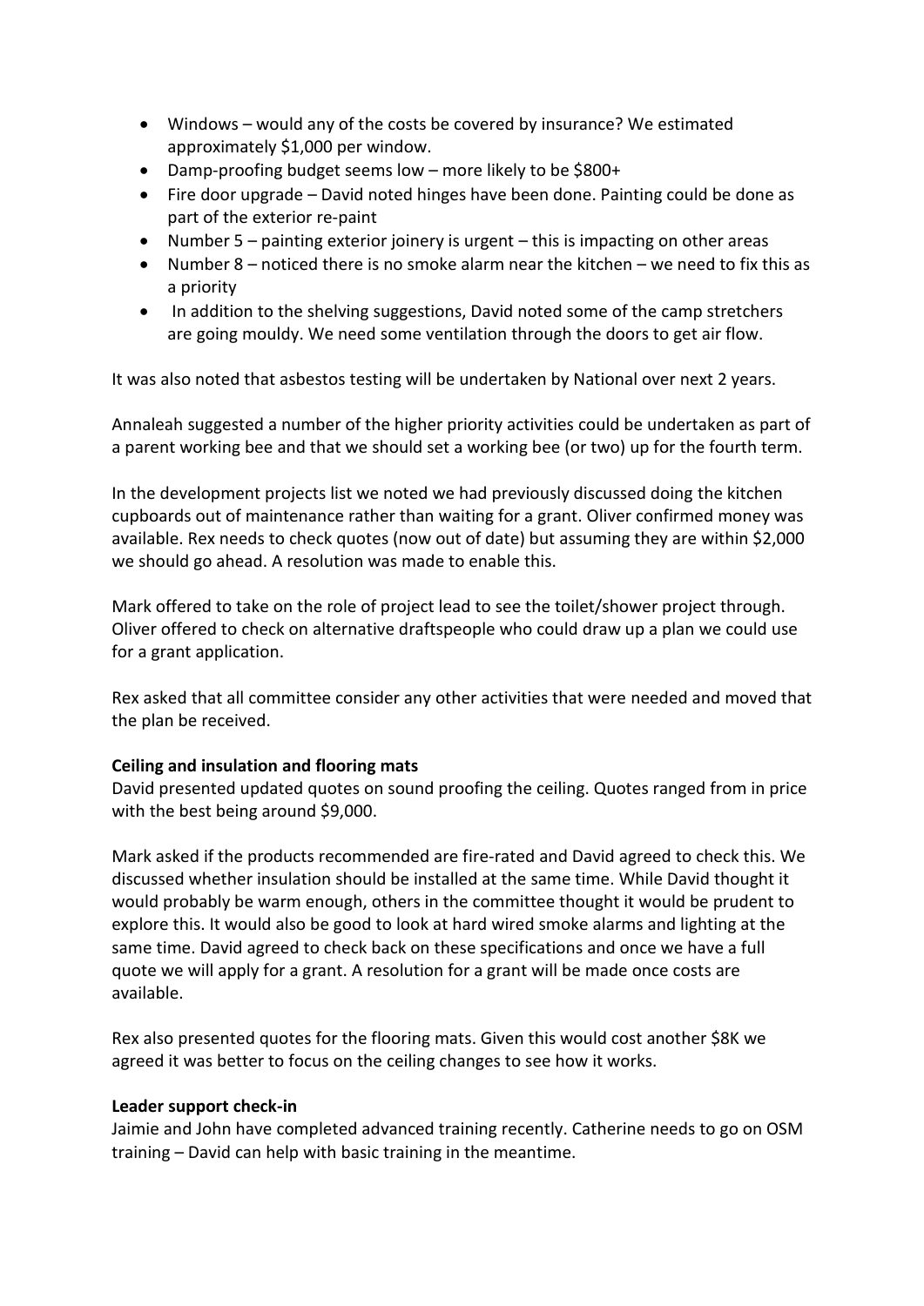- Windows – would any of the costs be covered by insurance? We estimated approximately $1,000 per window.
- Damp-proofing budget seems low – more likely to be $800+
- Fire door upgrade – David noted hinges have been done. Painting could be done as part of the exterior re-paint
- Number 5 – painting exterior joinery is urgent – this is impacting on other areas
- Number 8 – noticed there is no smoke alarm near the kitchen – we need to fix this as a priority
- In addition to the shelving suggestions, David noted some of the camp stretchers are going mouldy. We need some ventilation through the doors to get air flow.

It was also noted that asbestos testing will be undertaken by National over next 2 years.

Annaleah suggested a number of the higher priority activities could be undertaken as part of a parent working bee and that we should set a working bee (or two) up for the fourth term.

In the development projects list we noted we had previously discussed doing the kitchen cupboards out of maintenance rather than waiting for a grant. Oliver confirmed money was available. Rex needs to check quotes (now out of date) but assuming they are within $2,000 we should go ahead. A resolution was made to enable this.

Mark offered to take on the role of project lead to see the toilet/shower project through. Oliver offered to check on alternative draftspeople who could draw up a plan we could use for a grant application.

Rex asked that all committee consider any other activities that were needed and moved that the plan be received.

**Ceiling and insulation and flooring mats**

David presented updated quotes on sound proofing the ceiling. Quotes ranged from in price with the best being around $9,000.

Mark asked if the products recommended are fire-rated and David agreed to check this. We discussed whether insulation should be installed at the same time. While David thought it would probably be warm enough, others in the committee thought it would be prudent to explore this. It would also be good to look at hard wired smoke alarms and lighting at the same time. David agreed to check back on these specifications and once we have a full quote we will apply for a grant. A resolution for a grant will be made once costs are available.

Rex also presented quotes for the flooring mats. Given this would cost another $8K we agreed it was better to focus on the ceiling changes to see how it works.

**Leader support check-in**

Jaimie and John have completed advanced training recently. Catherine needs to go on OSM training – David can help with basic training in the meantime.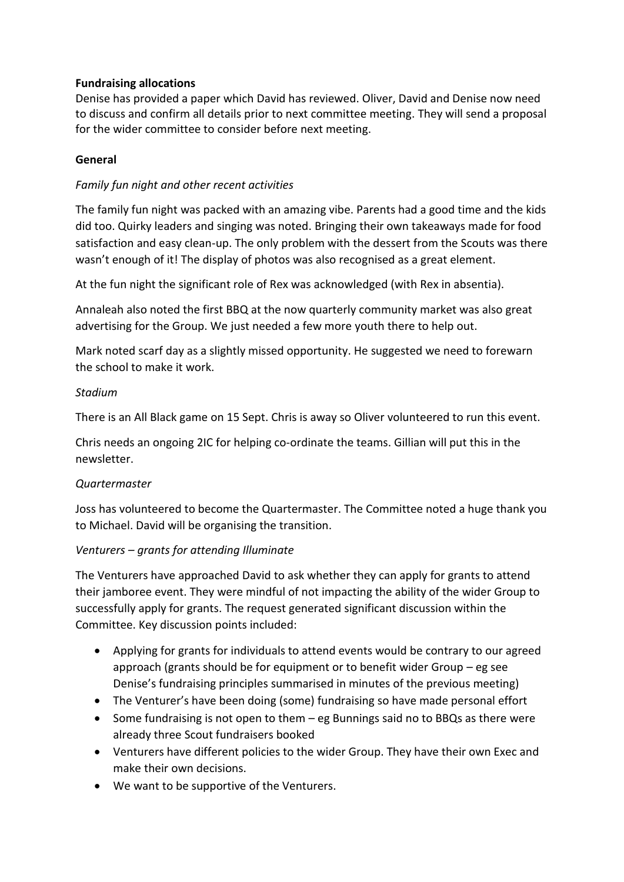**Fundraising allocations**

Denise has provided a paper which David has reviewed. Oliver, David and Denise now need to discuss and confirm all details prior to next committee meeting. They will send a proposal for the wider committee to consider before next meeting.

**General**

*Family fun night and other recent activities*

The family fun night was packed with an amazing vibe. Parents had a good time and the kids did too. Quirky leaders and singing was noted. Bringing their own takeaways made for food satisfaction and easy clean-up. The only problem with the dessert from the Scouts was there wasn't enough of it! The display of photos was also recognised as a great element.

At the fun night the significant role of Rex was acknowledged (with Rex in absentia).

Annaleah also noted the first BBQ at the now quarterly community market was also great advertising for the Group. We just needed a few more youth there to help out.

Mark noted scarf day as a slightly missed opportunity. He suggested we need to forewarn the school to make it work.

*Stadium*

There is an All Black game on 15 Sept. Chris is away so Oliver volunteered to run this event.

Chris needs an ongoing 2IC for helping co-ordinate the teams. Gillian will put this in the newsletter.

*Quartermaster*

Joss has volunteered to become the Quartermaster. The Committee noted a huge thank you to Michael. David will be organising the transition.

*Venturers – grants for attending Illuminate*

The Venturers have approached David to ask whether they can apply for grants to attend their jamboree event. They were mindful of not impacting the ability of the wider Group to successfully apply for grants. The request generated significant discussion within the Committee. Key discussion points included:

- Applying for grants for individuals to attend events would be contrary to our agreed approach (grants should be for equipment or to benefit wider Group – eg see Denise's fundraising principles summarised in minutes of the previous meeting)
- The Venturer's have been doing (some) fundraising so have made personal effort
- Some fundraising is not open to them – eg Bunnings said no to BBQs as there were already three Scout fundraisers booked
- Venturers have different policies to the wider Group. They have their own Exec and make their own decisions.
- We want to be supportive of the Venturers.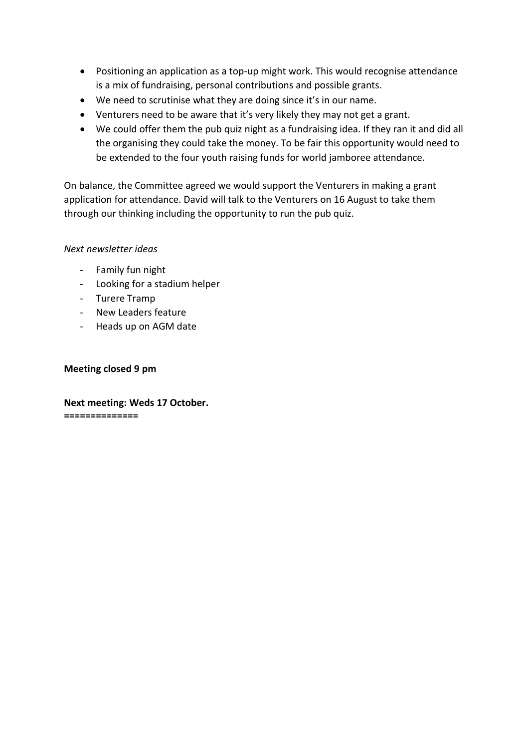- Positioning an application as a top-up might work. This would recognise attendance is a mix of fundraising, personal contributions and possible grants.
- We need to scrutinise what they are doing since it's in our name.
- Venturers need to be aware that it's very likely they may not get a grant.
- We could offer them the pub quiz night as a fundraising idea. If they ran it and did all the organising they could take the money. To be fair this opportunity would need to be extended to the four youth raising funds for world jamboree attendance.

On balance, the Committee agreed we would support the Venturers in making a grant application for attendance. David will talk to the Venturers on 16 August to take them through our thinking including the opportunity to run the pub quiz.

*Next newsletter ideas*

- Family fun night
- Looking for a stadium helper
- Turere Tramp
- New Leaders feature
- Heads up on AGM date

**Meeting closed 9 pm**

**Next meeting: Weds 17 October.**

**==============**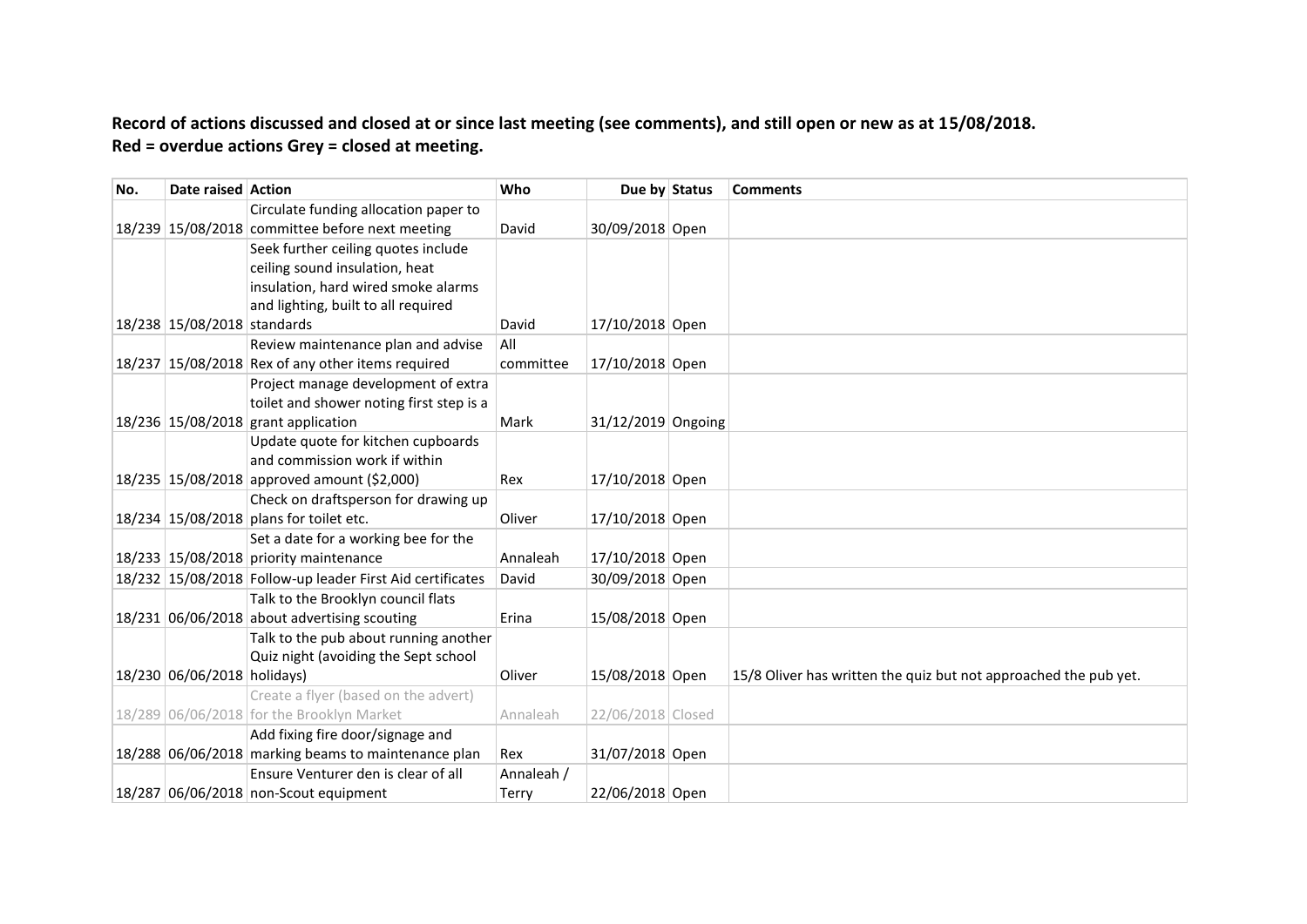**Record of actions discussed and closed at or since last meeting (see comments), and still open or new as at 15/08/2018.**
**Red = overdue actions Grey = closed at meeting.**

| No. | Date raised | Action | Who | Due by | Status | Comments |
|---|---|---|---|---|---|---|
| 18/239 | 15/08/2018 | Circulate funding allocation paper to committee before next meeting | David | 30/09/2018 | Open | |
| 18/238 | 15/08/2018 | Seek further ceiling quotes include ceiling sound insulation, heat insulation, hard wired smoke alarms and lighting, built to all required standards | David | 17/10/2018 | Open | |
| 18/237 | 15/08/2018 | Review maintenance plan and advise Rex of any other items required | All committee | 17/10/2018 | Open | |
| 18/236 | 15/08/2018 | Project manage development of extra toilet and shower noting first step is a grant application | Mark | 31/12/2019 | Ongoing | |
| 18/235 | 15/08/2018 | Update quote for kitchen cupboards and commission work if within approved amount ($2,000) | Rex | 17/10/2018 | Open | |
| 18/234 | 15/08/2018 | Check on draftsperson for drawing up plans for toilet etc. | Oliver | 17/10/2018 | Open | |
| 18/233 | 15/08/2018 | Set a date for a working bee for the priority maintenance | Annaleah | 17/10/2018 | Open | |
| 18/232 | 15/08/2018 | Follow-up leader First Aid certificates | David | 30/09/2018 | Open | |
| 18/231 | 06/06/2018 | Talk to the Brooklyn council flats about advertising scouting | Erina | 15/08/2018 | Open | |
| 18/230 | 06/06/2018 | Talk to the pub about running another Quiz night (avoiding the Sept school holidays) | Oliver | 15/08/2018 | Open | 15/8 Oliver has written the quiz but not approached the pub yet. |
| 18/289 | 06/06/2018 | Create a flyer (based on the advert) for the Brooklyn Market | Annaleah | 22/06/2018 | Closed | |
| 18/288 | 06/06/2018 | Add fixing fire door/signage and marking beams to maintenance plan | Rex | 31/07/2018 | Open | |
| 18/287 | 06/06/2018 | Ensure Venturer den is clear of all non-Scout equipment | Annaleah / Terry | 22/06/2018 | Open | |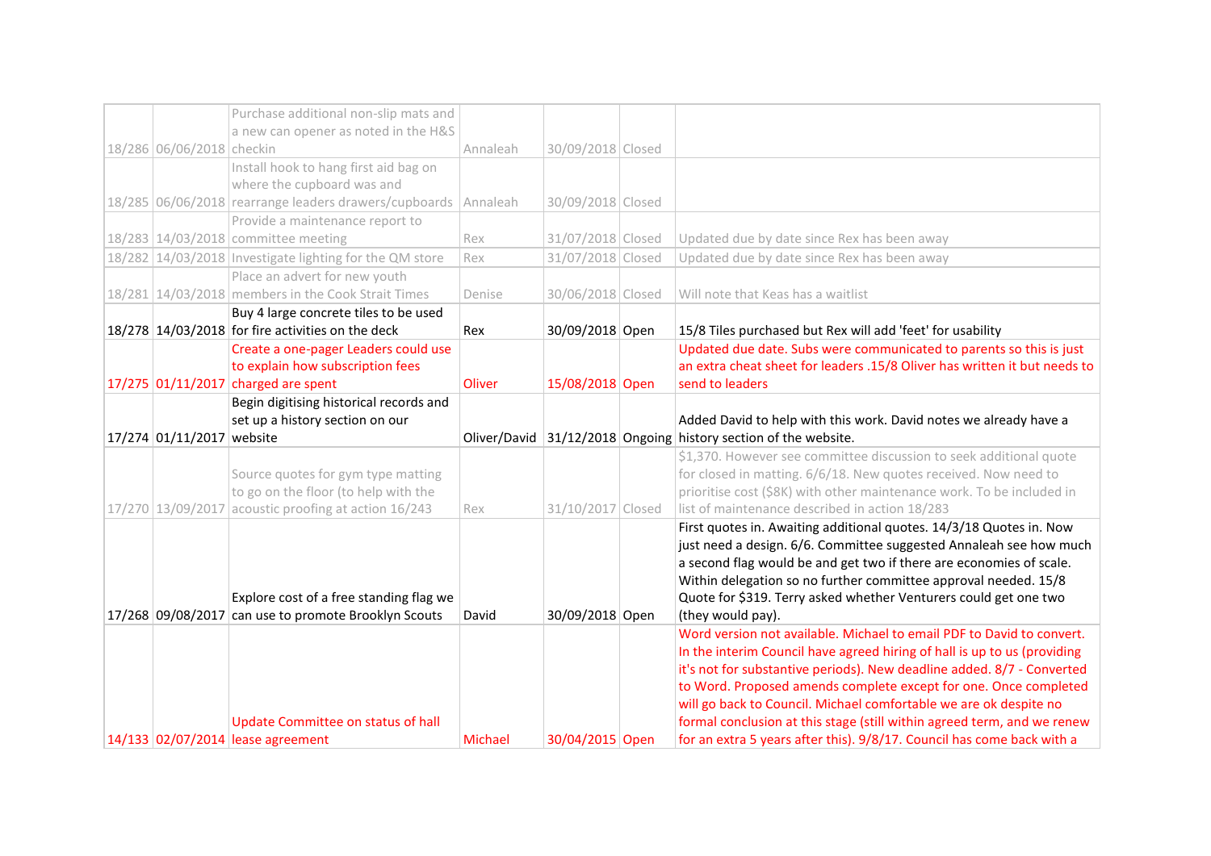| | | | | | | |
|---|---|---|---|---|---|---|
| 18/286 | 06/06/2018 | Purchase additional non-slip mats and a new can opener as noted in the H&S checkin | Annaleah | 30/09/2018 | Closed | |
| 18/285 | 06/06/2018 | Install hook to hang first aid bag on where the cupboard was and rearrange leaders drawers/cupboards | Annaleah | 30/09/2018 | Closed | |
| 18/283 | 14/03/2018 | Provide a maintenance report to committee meeting | Rex | 31/07/2018 | Closed | Updated due by date since Rex has been away |
| 18/282 | 14/03/2018 | Investigate lighting for the QM store | Rex | 31/07/2018 | Closed | Updated due by date since Rex has been away |
| 18/281 | 14/03/2018 | Place an advert for new youth members in the Cook Strait Times | Denise | 30/06/2018 | Closed | Will note that Keas has a waitlist |
| 18/278 | 14/03/2018 | Buy 4 large concrete tiles to be used for fire activities on the deck | Rex | 30/09/2018 | Open | 15/8 Tiles purchased but Rex will add 'feet' for usability |
| 17/275 | 01/11/2017 | Create a one-pager Leaders could use to explain how subscription fees charged are spent | Oliver | 15/08/2018 | Open | Updated due date. Subs were communicated to parents so this is just an extra cheat sheet for leaders .15/8 Oliver has written it but needs to send to leaders |
| 17/274 | 01/11/2017 | Begin digitising historical records and set up a history section on our website | Oliver/David | 31/12/2018 | Ongoing | Added David to help with this work. David notes we already have a history section of the website. |
| 17/270 | 13/09/2017 | Source quotes for gym type matting to go on the floor (to help with the acoustic proofing at action 16/243 | Rex | 31/10/2017 | Closed | $1,370. However see committee discussion to seek additional quote for closed in matting. 6/6/18. New quotes received. Now need to prioritise cost ($8K) with other maintenance work. To be included in list of maintenance described in action 18/283 |
| 17/268 | 09/08/2017 | Explore cost of a free standing flag we can use to promote Brooklyn Scouts | David | 30/09/2018 | Open | First quotes in. Awaiting additional quotes. 14/3/18 Quotes in. Now just need a design. 6/6. Committee suggested Annaleah see how much a second flag would be and get two if there are economies of scale. Within delegation so no further committee approval needed. 15/8 Quote for $319. Terry asked whether Venturers could get one two (they would pay). |
| 14/133 | 02/07/2014 | Update Committee on status of hall lease agreement | Michael | 30/04/2015 | Open | Word version not available. Michael to email PDF to David to convert. In the interim Council have agreed hiring of hall is up to us (providing it's not for substantive periods). New deadline added. 8/7 - Converted to Word. Proposed amends complete except for one. Once completed will go back to Council. Michael comfortable we are ok despite no formal conclusion at this stage (still within agreed term, and we renew for an extra 5 years after this). 9/8/17. Council has come back with a |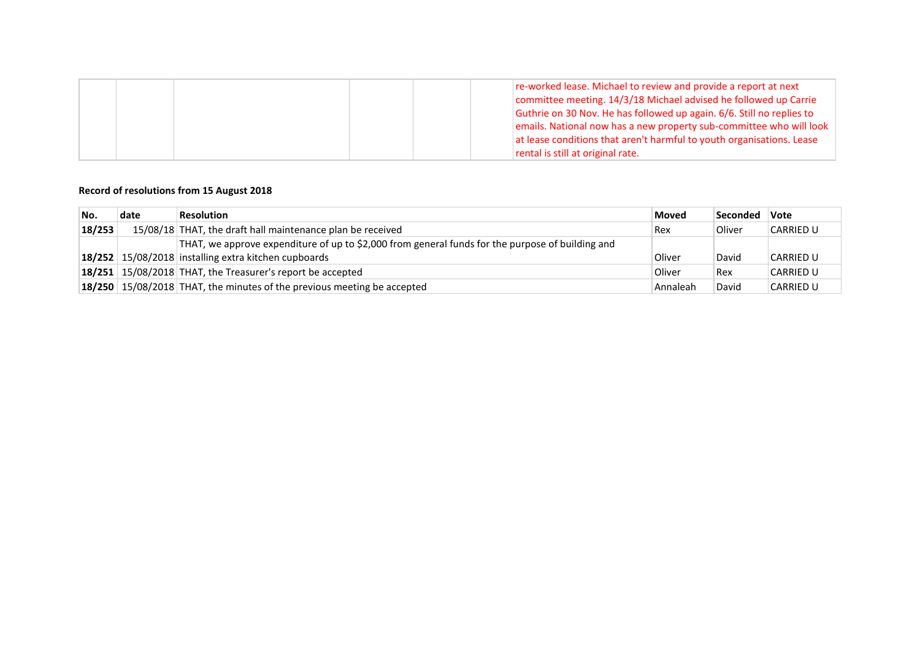|  |  |  |  |  |  | re-worked lease. Michael to review and provide a report at next committee meeting. 14/3/18 Michael advised he followed up Carrie Guthrie on 30 Nov. He has followed up again. 6/6. Still no replies to emails. National now has a new property sub-committee who will look at lease conditions that aren't harmful to youth organisations. Lease rental is still at original rate. |
|---|---|---|---|---|---|---|

**Record of resolutions from 15 August 2018**

| No. | date | Resolution | Moved | Seconded | Vote |
|---|---|---|---|---|---|
| **18/253** | 15/08/18 | THAT, the draft hall maintenance plan be received | Rex | Oliver | CARRIED U |
| **18/252** | 15/08/2018 | THAT, we approve expenditure of up to $2,000 from general funds for the purpose of building and installing extra kitchen cupboards | Oliver | David | CARRIED U |
| **18/251** | 15/08/2018 | THAT, the Treasurer's report be accepted | Oliver | Rex | CARRIED U |
| **18/250** | 15/08/2018 | THAT, the minutes of the previous meeting be accepted | Annaleah | David | CARRIED U |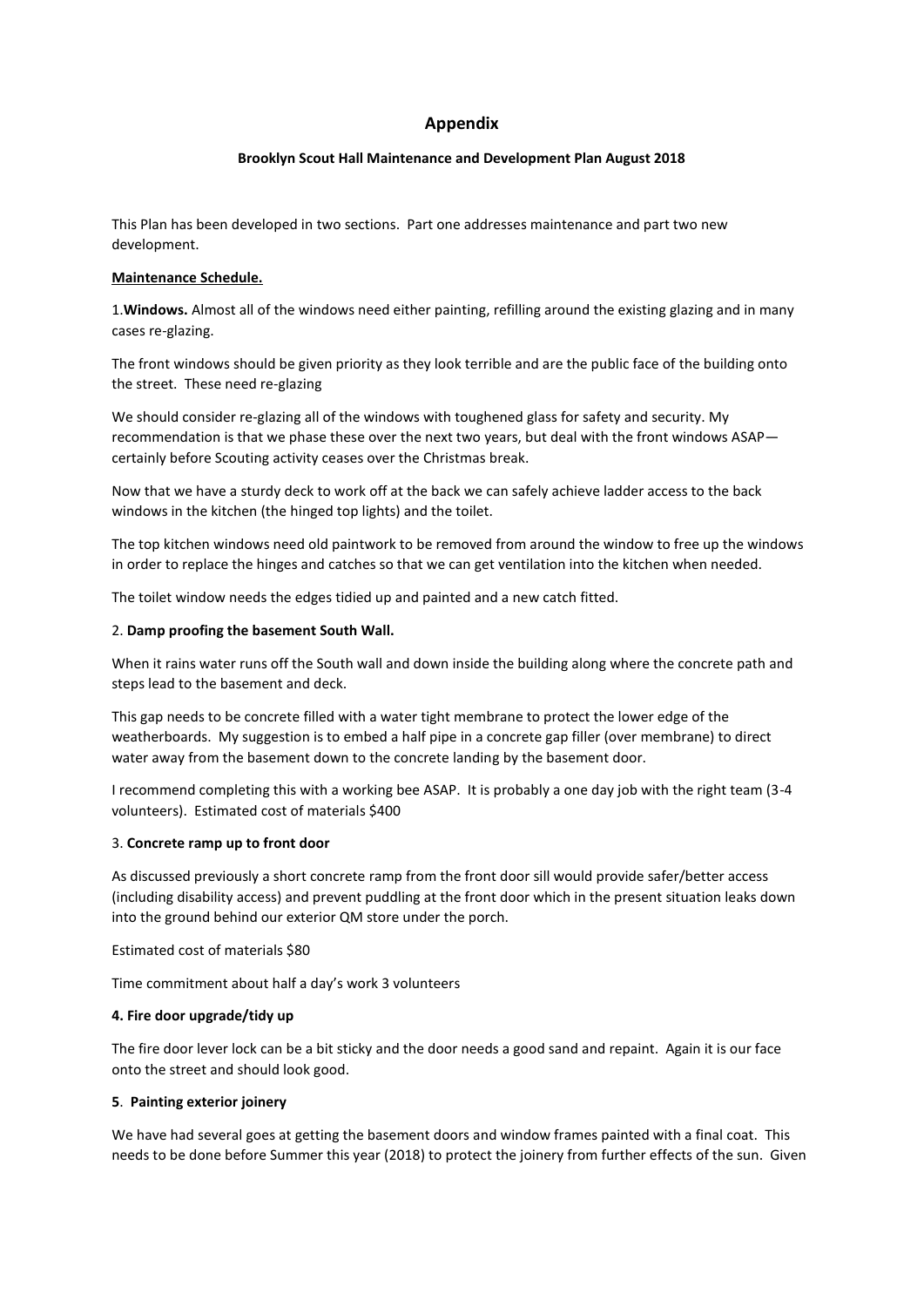# Appendix

**Brooklyn Scout Hall Maintenance and Development Plan August 2018**

This Plan has been developed in two sections. Part one addresses maintenance and part two new development.

**Maintenance Schedule.**

1.**Windows.** Almost all of the windows need either painting, refilling around the existing glazing and in many cases re-glazing.

The front windows should be given priority as they look terrible and are the public face of the building onto the street. These need re-glazing

We should consider re-glazing all of the windows with toughened glass for safety and security. My recommendation is that we phase these over the next two years, but deal with the front windows ASAP—certainly before Scouting activity ceases over the Christmas break.

Now that we have a sturdy deck to work off at the back we can safely achieve ladder access to the back windows in the kitchen (the hinged top lights) and the toilet.

The top kitchen windows need old paintwork to be removed from around the window to free up the windows in order to replace the hinges and catches so that we can get ventilation into the kitchen when needed.

The toilet window needs the edges tidied up and painted and a new catch fitted.

2. **Damp proofing the basement South Wall.**

When it rains water runs off the South wall and down inside the building along where the concrete path and steps lead to the basement and deck.

This gap needs to be concrete filled with a water tight membrane to protect the lower edge of the weatherboards. My suggestion is to embed a half pipe in a concrete gap filler (over membrane) to direct water away from the basement down to the concrete landing by the basement door.

I recommend completing this with a working bee ASAP. It is probably a one day job with the right team (3-4 volunteers). Estimated cost of materials $400

3. **Concrete ramp up to front door**

As discussed previously a short concrete ramp from the front door sill would provide safer/better access (including disability access) and prevent puddling at the front door which in the present situation leaks down into the ground behind our exterior QM store under the porch.

Estimated cost of materials $80

Time commitment about half a day's work 3 volunteers

**4. Fire door upgrade/tidy up**

The fire door lever lock can be a bit sticky and the door needs a good sand and repaint. Again it is our face onto the street and should look good.

**5**. **Painting exterior joinery**

We have had several goes at getting the basement doors and window frames painted with a final coat. This needs to be done before Summer this year (2018) to protect the joinery from further effects of the sun. Given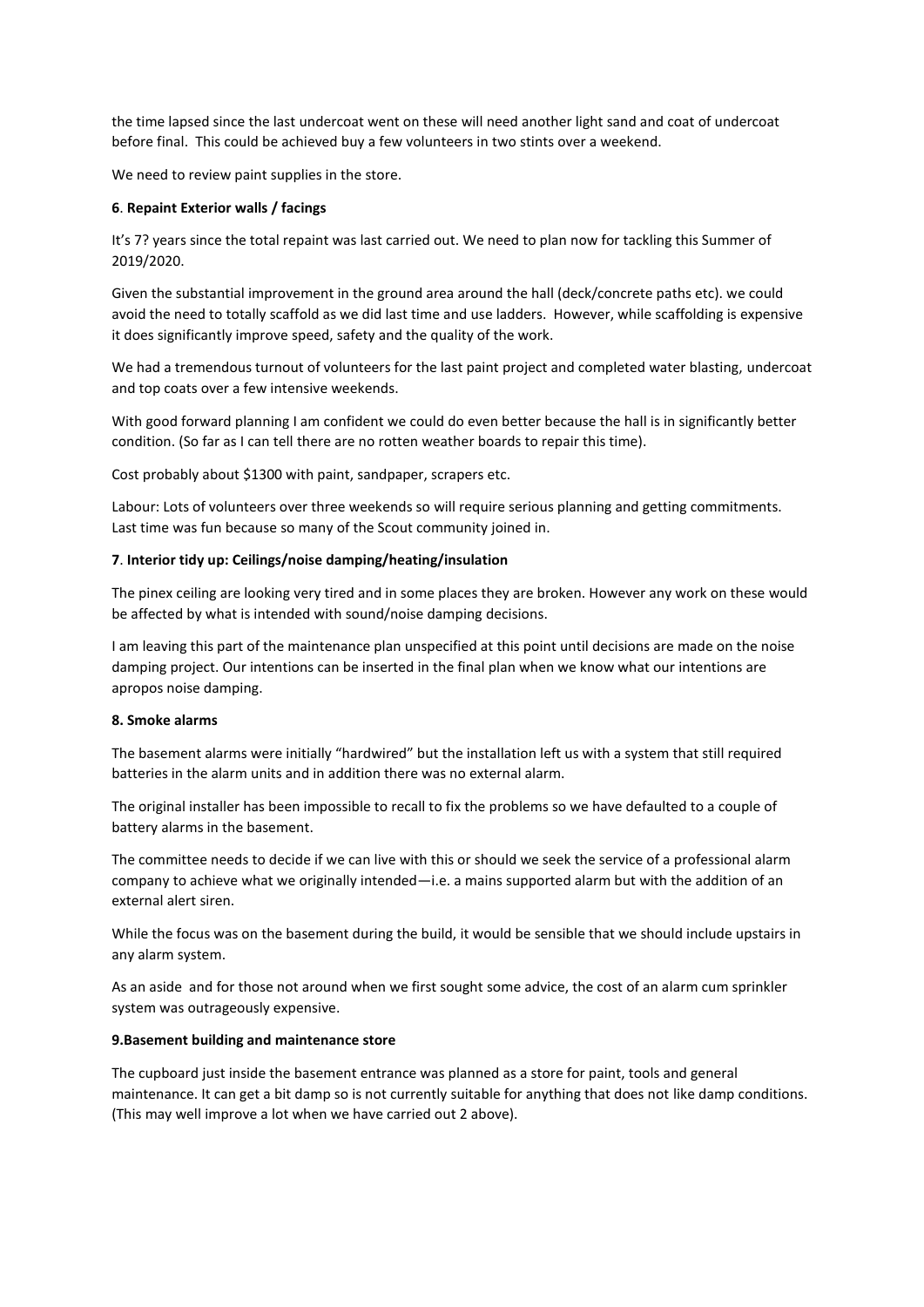the time lapsed since the last undercoat went on these will need another light sand and coat of undercoat before final. This could be achieved buy a few volunteers in two stints over a weekend.

We need to review paint supplies in the store.

**6**. **Repaint Exterior walls / facings**

It's 7? years since the total repaint was last carried out. We need to plan now for tackling this Summer of 2019/2020.

Given the substantial improvement in the ground area around the hall (deck/concrete paths etc). we could avoid the need to totally scaffold as we did last time and use ladders. However, while scaffolding is expensive it does significantly improve speed, safety and the quality of the work.

We had a tremendous turnout of volunteers for the last paint project and completed water blasting, undercoat and top coats over a few intensive weekends.

With good forward planning I am confident we could do even better because the hall is in significantly better condition. (So far as I can tell there are no rotten weather boards to repair this time).

Cost probably about $1300 with paint, sandpaper, scrapers etc.

Labour: Lots of volunteers over three weekends so will require serious planning and getting commitments. Last time was fun because so many of the Scout community joined in.

**7**. **Interior tidy up: Ceilings/noise damping/heating/insulation**

The pinex ceiling are looking very tired and in some places they are broken. However any work on these would be affected by what is intended with sound/noise damping decisions.

I am leaving this part of the maintenance plan unspecified at this point until decisions are made on the noise damping project. Our intentions can be inserted in the final plan when we know what our intentions are apropos noise damping.

**8. Smoke alarms**

The basement alarms were initially "hardwired" but the installation left us with a system that still required batteries in the alarm units and in addition there was no external alarm.

The original installer has been impossible to recall to fix the problems so we have defaulted to a couple of battery alarms in the basement.

The committee needs to decide if we can live with this or should we seek the service of a professional alarm company to achieve what we originally intended—i.e. a mains supported alarm but with the addition of an external alert siren.

While the focus was on the basement during the build, it would be sensible that we should include upstairs in any alarm system.

As an aside and for those not around when we first sought some advice, the cost of an alarm cum sprinkler system was outrageously expensive.

**9.Basement building and maintenance store**

The cupboard just inside the basement entrance was planned as a store for paint, tools and general maintenance. It can get a bit damp so is not currently suitable for anything that does not like damp conditions. (This may well improve a lot when we have carried out 2 above).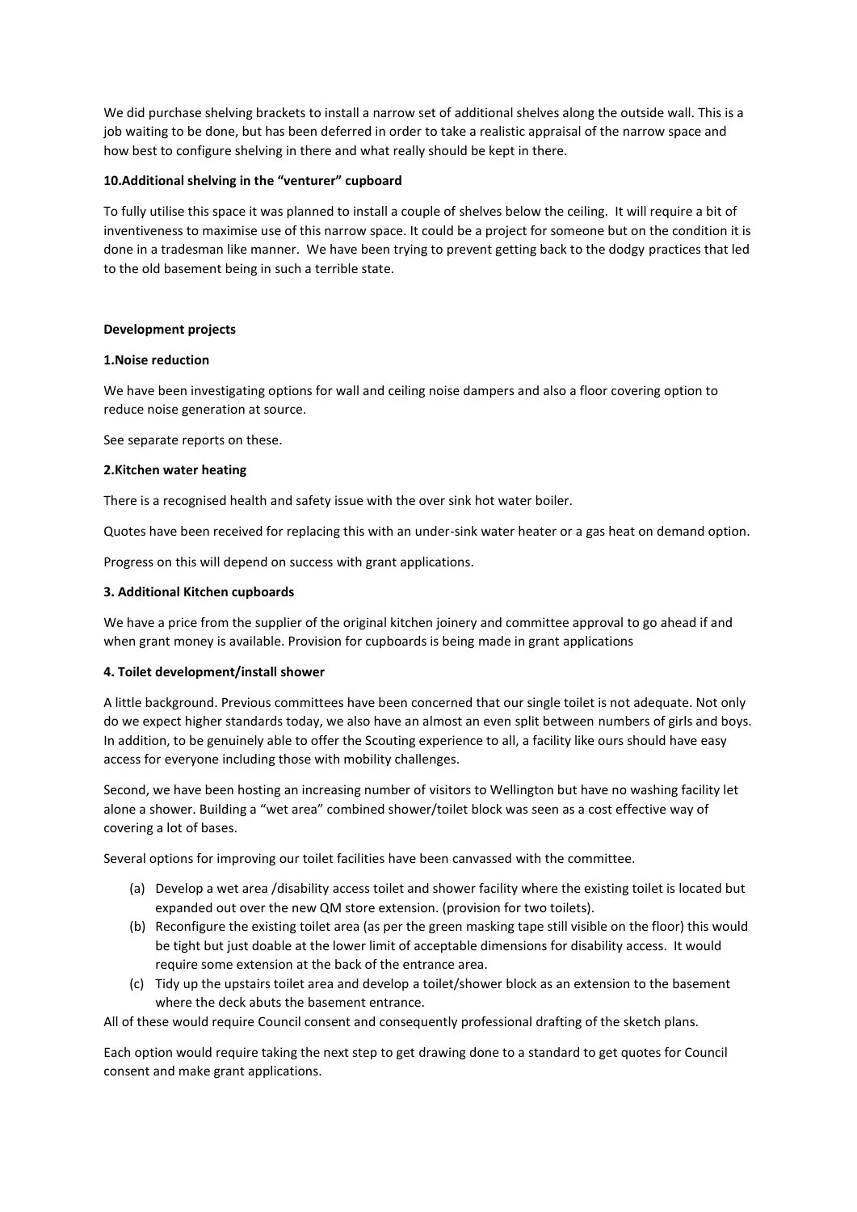We did purchase shelving brackets to install a narrow set of additional shelves along the outside wall. This is a job waiting to be done, but has been deferred in order to take a realistic appraisal of the narrow space and how best to configure shelving in there and what really should be kept in there.

**10.Additional shelving in the "venturer" cupboard**

To fully utilise this space it was planned to install a couple of shelves below the ceiling. It will require a bit of inventiveness to maximise use of this narrow space. It could be a project for someone but on the condition it is done in a tradesman like manner. We have been trying to prevent getting back to the dodgy practices that led to the old basement being in such a terrible state.

**Development projects**

**1.Noise reduction**

We have been investigating options for wall and ceiling noise dampers and also a floor covering option to reduce noise generation at source.

See separate reports on these.

**2.Kitchen water heating**

There is a recognised health and safety issue with the over sink hot water boiler.

Quotes have been received for replacing this with an under-sink water heater or a gas heat on demand option.

Progress on this will depend on success with grant applications.

**3. Additional Kitchen cupboards**

We have a price from the supplier of the original kitchen joinery and committee approval to go ahead if and when grant money is available. Provision for cupboards is being made in grant applications

**4. Toilet development/install shower**

A little background. Previous committees have been concerned that our single toilet is not adequate. Not only do we expect higher standards today, we also have an almost an even split between numbers of girls and boys. In addition, to be genuinely able to offer the Scouting experience to all, a facility like ours should have easy access for everyone including those with mobility challenges.

Second, we have been hosting an increasing number of visitors to Wellington but have no washing facility let alone a shower. Building a "wet area" combined shower/toilet block was seen as a cost effective way of covering a lot of bases.

Several options for improving our toilet facilities have been canvassed with the committee.

(a) Develop a wet area /disability access toilet and shower facility where the existing toilet is located but expanded out over the new QM store extension. (provision for two toilets).
(b) Reconfigure the existing toilet area (as per the green masking tape still visible on the floor) this would be tight but just doable at the lower limit of acceptable dimensions for disability access. It would require some extension at the back of the entrance area.
(c) Tidy up the upstairs toilet area and develop a toilet/shower block as an extension to the basement where the deck abuts the basement entrance.

All of these would require Council consent and consequently professional drafting of the sketch plans.

Each option would require taking the next step to get drawing done to a standard to get quotes for Council consent and make grant applications.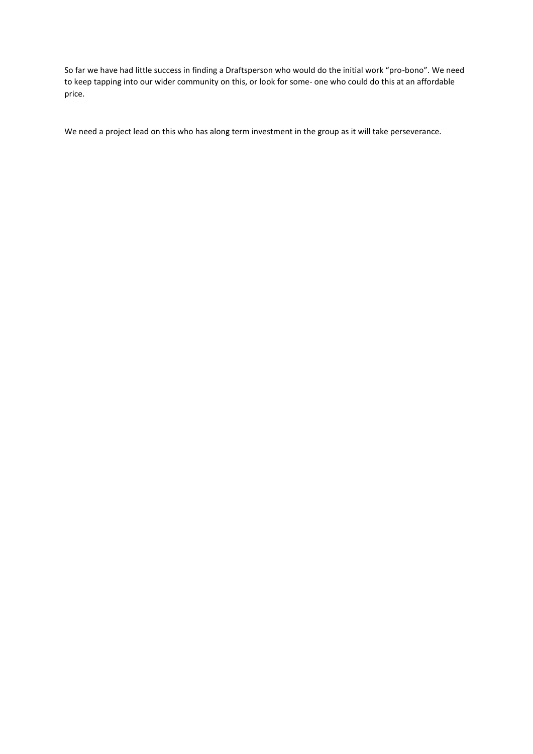So far we have had little success in finding a Draftsperson who would do the initial work "pro-bono". We need to keep tapping into our wider community on this, or look for some- one who could do this at an affordable price.

We need a project lead on this who has along term investment in the group as it will take perseverance.